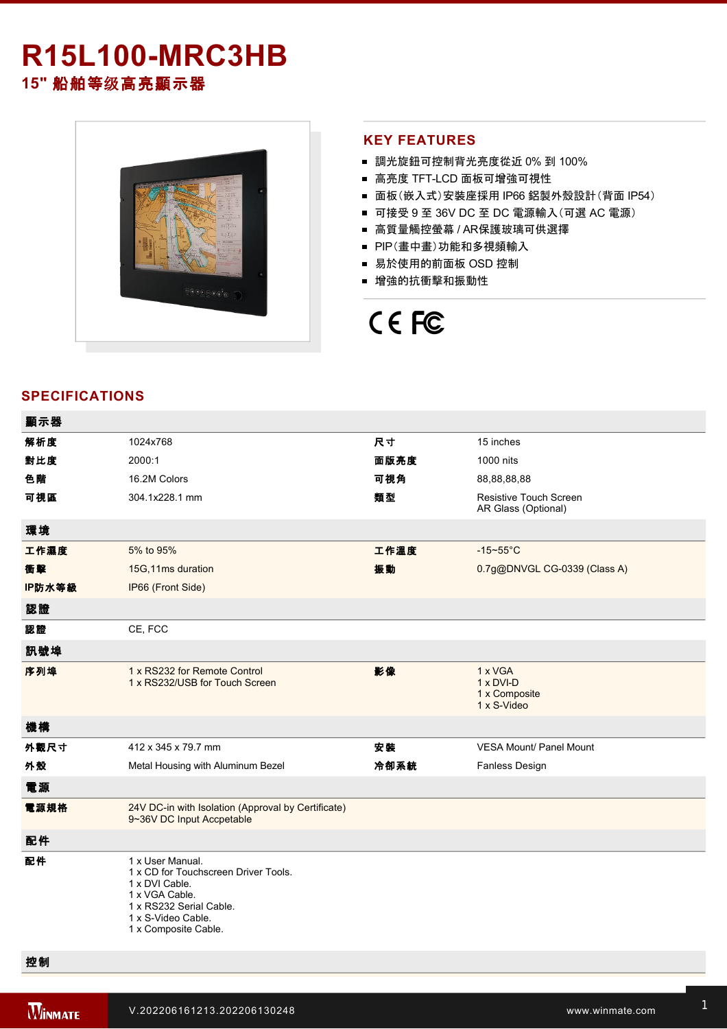# R15L100-MRC3HB

## 15" 船舶等级高亮顯示器

## KEY FEATURES

- 調光旋鈕可控制背光亮度從近 0% 到 100%
- 高亮度 TFT-LCD 面板可增強可視性
- 面板(嵌入式)安裝座採用 IP66 鋁製外殼設計(背面 IP54)
- 可接受 9 至 36V DC 至 DC 電源輸入(可選 AC 電源)
- 高質量觸控螢幕 / AR保護玻璃可供選擇
- PIP(畫中畫)功能和多視頻輸入
- 易於使用的前面板 OSD 控制
- 增強的抗衝擊和振動性

## SPECIFICATIONS

| 顯示器 | | | |
|---|---|---|---|
| 解析度 | 1024x768 | 尺寸 | 15 inches |
| 對比度 | 2000:1 | 面版亮度 | 1000 nits |
| 色階 | 16.2M Colors | 可視角 | 88,88,88,88 |
| 可視區 | 304.1x228.1 mm | 類型 | Resistive Touch Screen<br>AR Glass (Optional) |
| **環境** | | | |
| 工作濕度 | 5% to 95% | 工作溫度 | -15~55°C |
| 衝擊 | 15G,11ms duration | 振動 | 0.7g@DNVGL CG-0339 (Class A) |
| IP防水等級 | IP66 (Front Side) | | |
| **認證** | | | |
| 認證 | CE, FCC | | |
| **訊號埠** | | | |
| 序列埠 | 1 x RS232 for Remote Control<br>1 x RS232/USB for Touch Screen | 影像 | 1 x VGA<br>1 x DVI-D<br>1 x Composite<br>1 x S-Video |
| **機構** | | | |
| 外觀尺寸 | 412 x 345 x 79.7 mm | 安裝 | VESA Mount/ Panel Mount |
| 外殼 | Metal Housing with Aluminum Bezel | 冷卻系統 | Fanless Design |
| **電源** | | | |
| 電源規格 | 24V DC-in with Isolation (Approval by Certificate)<br>9~36V DC Input Accpetable | | |
| **配件** | | | |
| 配件 | 1 x User Manual.<br>1 x CD for Touchscreen Driver Tools.<br>1 x DVI Cable.<br>1 x VGA Cable.<br>1 x RS232 Serial Cable.<br>1 x S-Video Cable.<br>1 x Composite Cable. | | |
| **控制** | | | |

V.202206161213.202206130248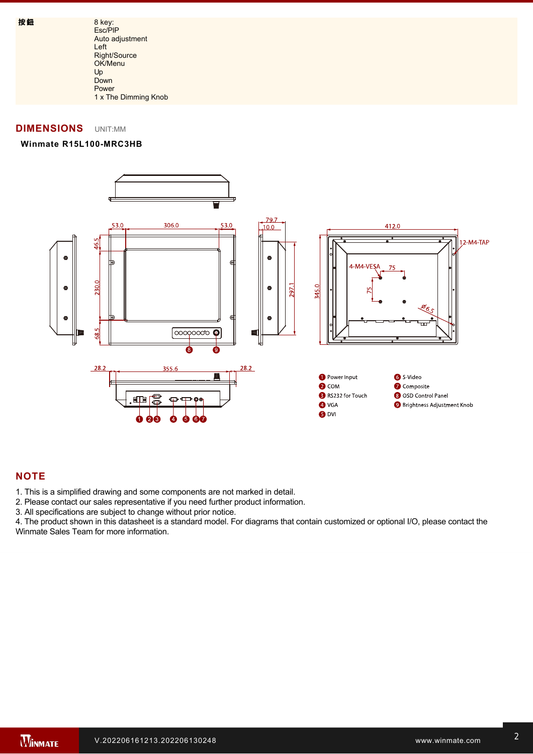| | |
|---|---|
| 按鈕 | 8 key:<br>Esc/PIP<br>Auto adjustment<br>Left<br>Right/Source<br>OK/Menu<br>Up<br>Down<br>Power<br>1 x The Dimming Knob |

## DIMENSIONS UNIT:MM

**Winmate R15L100-MRC3HB**

53.0
306.0
53.0
46.5
230.0
68.5
79.7
10.0
297.1
412.0
12-M4-TAP
4-M4-VESA
75
75
345.0
Ø6.5
28.2
355.6
28.2

1 Power Input
2 COM
3 RS232 for Touch
4 VGA
5 DVI
6 S-Video
7 Composite
8 OSD Control Panel
9 Brightness Adjustment Knob

## NOTE

1. This is a simplified drawing and some components are not marked in detail.
2. Please contact our sales representative if you need further product information.
3. All specifications are subject to change without prior notice.
4. The product shown in this datasheet is a standard model. For diagrams that contain customized or optional I/O, please contact the Winmate Sales Team for more information.